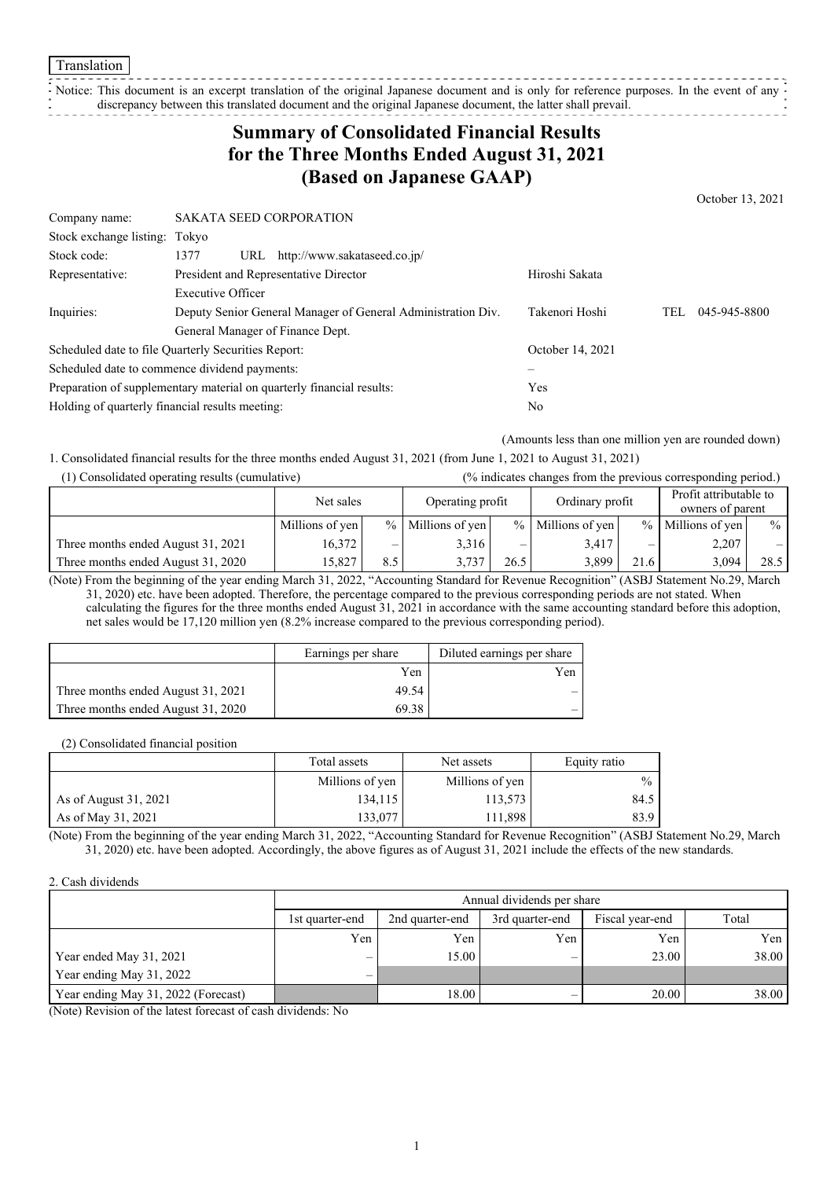Translation

Notice: This document is an excerpt translation of the original Japanese document and is only for reference purposes. In the event of any discrepancy between this translated document and the original Japanese document, the latter shall prevail.

# Summary of Consolidated Financial Results for the Three Months Ended August 31, 2021 (Based on Japanese GAAP)

October 13, 2021

| | | | |
|---|---|---|---|
| Company name: | SAKATA SEED CORPORATION | | |
| Stock exchange listing: | Tokyo | | |
| Stock code: | 1377 URL http://www.sakataseed.co.jp/ | | |
| Representative: | President and Representative Director<br>Executive Officer | Hiroshi Sakata | |
| Inquiries: | Deputy Senior General Manager of General Administration Div.<br>General Manager of Finance Dept. | Takenori Hoshi | TEL 045-945-8800 |
| Scheduled date to file Quarterly Securities Report: | | October 14, 2021 | |
| Scheduled date to commence dividend payments: | | – | |
| Preparation of supplementary material on quarterly financial results: | | Yes | |
| Holding of quarterly financial results meeting: | | No | |

(Amounts less than one million yen are rounded down)

1. Consolidated financial results for the three months ended August 31, 2021 (from June 1, 2021 to August 31, 2021)

(1) Consolidated operating results (cumulative) (% indicates changes from the previous corresponding period.)

| | Net sales | | Operating profit | | Ordinary profit | | Profit attributable to owners of parent | |
|---|---|---|---|---|---|---|---|---|
| | Millions of yen | % | Millions of yen | % | Millions of yen | % | Millions of yen | % |
| Three months ended August 31, 2021 | 16,372 | – | 3,316 | – | 3,417 | – | 2,207 | – |
| Three months ended August 31, 2020 | 15,827 | 8.5 | 3,737 | 26.5 | 3,899 | 21.6 | 3,094 | 28.5 |

(Note) From the beginning of the year ending March 31, 2022, "Accounting Standard for Revenue Recognition" (ASBJ Statement No.29, March 31, 2020) etc. have been adopted. Therefore, the percentage compared to the previous corresponding periods are not stated. When calculating the figures for the three months ended August 31, 2021 in accordance with the same accounting standard before this adoption, net sales would be 17,120 million yen (8.2% increase compared to the previous corresponding period).

| | Earnings per share | Diluted earnings per share |
|---|---|---|
| | Yen | Yen |
| Three months ended August 31, 2021 | 49.54 | – |
| Three months ended August 31, 2020 | 69.38 | – |

(2) Consolidated financial position

| | Total assets | Net assets | Equity ratio |
|---|---|---|---|
| | Millions of yen | Millions of yen | % |
| As of August 31, 2021 | 134,115 | 113,573 | 84.5 |
| As of May 31, 2021 | 133,077 | 111,898 | 83.9 |

(Note) From the beginning of the year ending March 31, 2022, "Accounting Standard for Revenue Recognition" (ASBJ Statement No.29, March 31, 2020) etc. have been adopted. Accordingly, the above figures as of August 31, 2021 include the effects of the new standards.

2. Cash dividends

| | Annual dividends per share | | | | |
|---|---|---|---|---|---|
| | 1st quarter-end | 2nd quarter-end | 3rd quarter-end | Fiscal year-end | Total |
| | Yen | Yen | Yen | Yen | Yen |
| Year ended May 31, 2021 | – | 15.00 | – | 23.00 | 38.00 |
| Year ending May 31, 2022 | – | | | | |
| Year ending May 31, 2022 (Forecast) | | 18.00 | – | 20.00 | 38.00 |

(Note) Revision of the latest forecast of cash dividends: No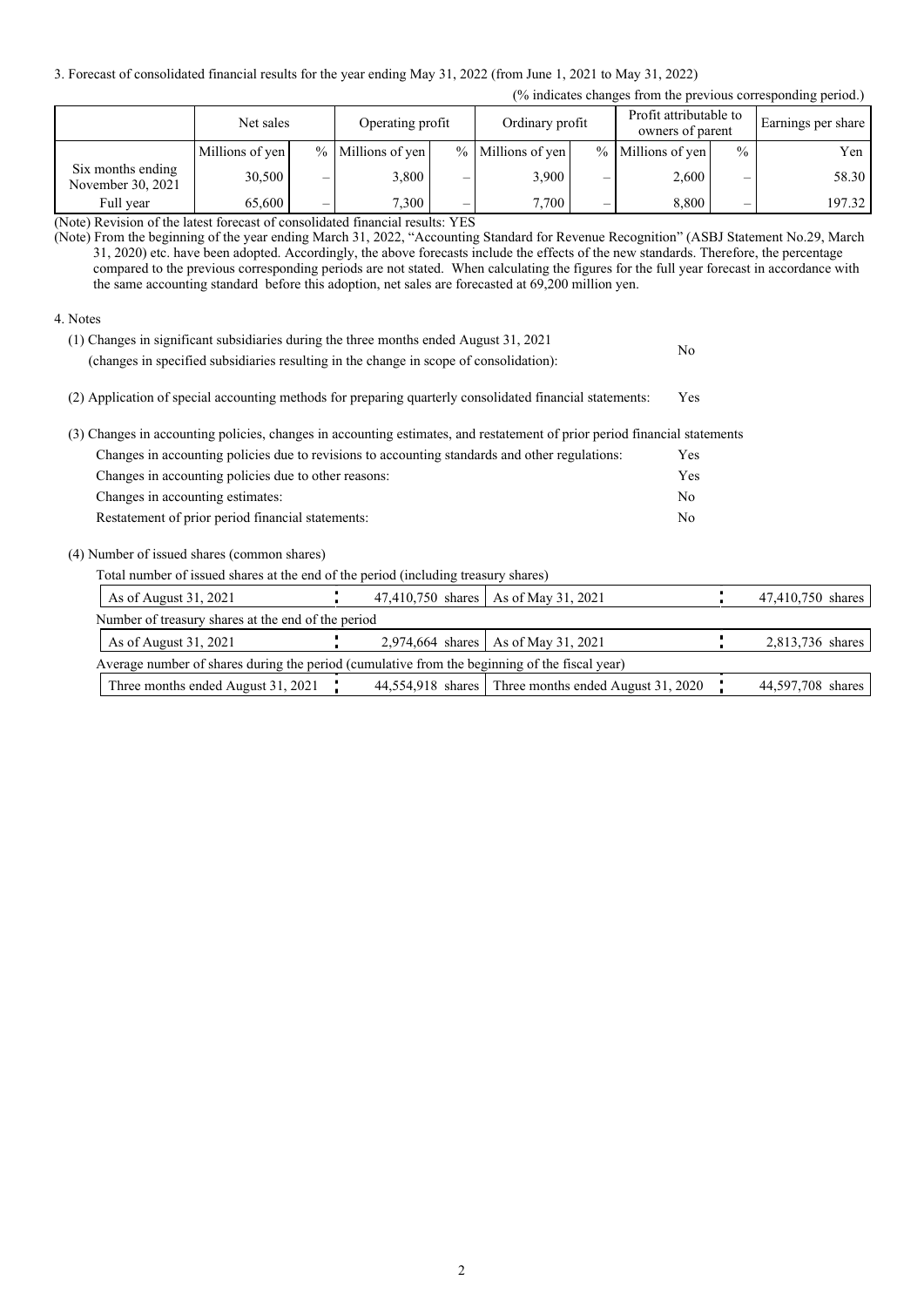3. Forecast of consolidated financial results for the year ending May 31, 2022 (from June 1, 2021 to May 31, 2022)

(% indicates changes from the previous corresponding period.)

| | Net sales | | Operating profit | | Ordinary profit | | Profit attributable to owners of parent | | Earnings per share |
|---|---|---|---|---|---|---|---|---|---|
| | Millions of yen | % | Millions of yen | % | Millions of yen | % | Millions of yen | % | Yen |
| Six months ending November 30, 2021 | 30,500 | – | 3,800 | – | 3,900 | – | 2,600 | – | 58.30 |
| Full year | 65,600 | – | 7,300 | – | 7,700 | – | 8,800 | – | 197.32 |

(Note) Revision of the latest forecast of consolidated financial results: YES

(Note) From the beginning of the year ending March 31, 2022, "Accounting Standard for Revenue Recognition" (ASBJ Statement No.29, March 31, 2020) etc. have been adopted. Accordingly, the above forecasts include the effects of the new standards. Therefore, the percentage compared to the previous corresponding periods are not stated. When calculating the figures for the full year forecast in accordance with the same accounting standard before this adoption, net sales are forecasted at 69,200 million yen.

4. Notes

(1) Changes in significant subsidiaries during the three months ended August 31, 2021 (changes in specified subsidiaries resulting in the change in scope of consolidation): No

(2) Application of special accounting methods for preparing quarterly consolidated financial statements: Yes

(3) Changes in accounting policies, changes in accounting estimates, and restatement of prior period financial statements

Changes in accounting policies due to revisions to accounting standards and other regulations: Yes

Changes in accounting policies due to other reasons: Yes

Changes in accounting estimates: No

Restatement of prior period financial statements: No

(4) Number of issued shares (common shares)

Total number of issued shares at the end of the period (including treasury shares)

| As of August 31, 2021 | 47,410,750 shares | As of May 31, 2021 | 47,410,750 shares |
|---|---|---|---|

Number of treasury shares at the end of the period

| As of August 31, 2021 | 2,974,664 shares | As of May 31, 2021 | 2,813,736 shares |
|---|---|---|---|

Average number of shares during the period (cumulative from the beginning of the fiscal year)

| Three months ended August 31, 2021 | 44,554,918 shares | Three months ended August 31, 2020 | 44,597,708 shares |
|---|---|---|---|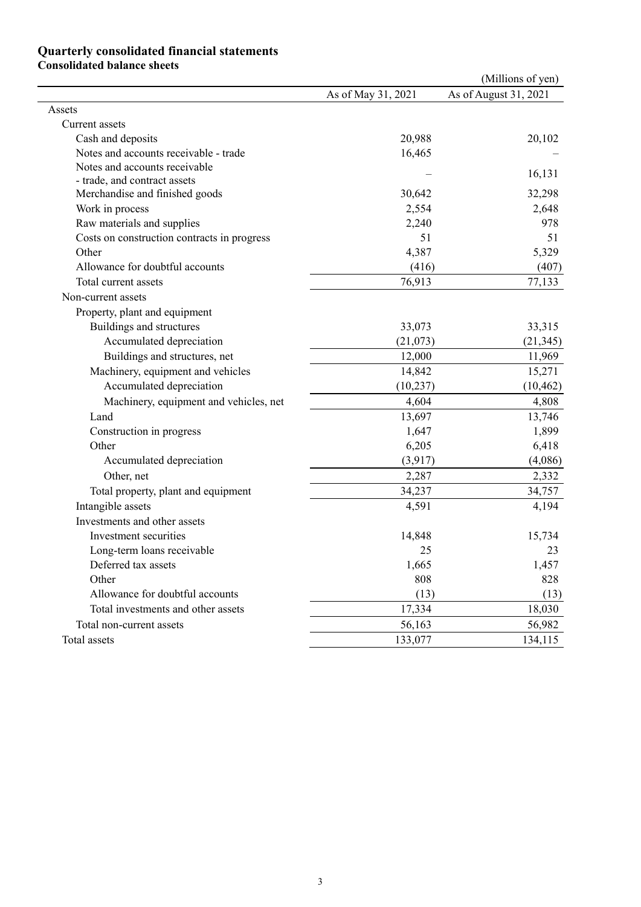# Quarterly consolidated financial statements

## Consolidated balance sheets

(Millions of yen)

| | As of May 31, 2021 | As of August 31, 2021 |
|---|---|---|
| Assets | | |
| Current assets | | |
| Cash and deposits | 20,988 | 20,102 |
| Notes and accounts receivable - trade | 16,465 | – |
| Notes and accounts receivable - trade, and contract assets | – | 16,131 |
| Merchandise and finished goods | 30,642 | 32,298 |
| Work in process | 2,554 | 2,648 |
| Raw materials and supplies | 2,240 | 978 |
| Costs on construction contracts in progress | 51 | 51 |
| Other | 4,387 | 5,329 |
| Allowance for doubtful accounts | (416) | (407) |
| Total current assets | 76,913 | 77,133 |
| Non-current assets | | |
| Property, plant and equipment | | |
| Buildings and structures | 33,073 | 33,315 |
| Accumulated depreciation | (21,073) | (21,345) |
| Buildings and structures, net | 12,000 | 11,969 |
| Machinery, equipment and vehicles | 14,842 | 15,271 |
| Accumulated depreciation | (10,237) | (10,462) |
| Machinery, equipment and vehicles, net | 4,604 | 4,808 |
| Land | 13,697 | 13,746 |
| Construction in progress | 1,647 | 1,899 |
| Other | 6,205 | 6,418 |
| Accumulated depreciation | (3,917) | (4,086) |
| Other, net | 2,287 | 2,332 |
| Total property, plant and equipment | 34,237 | 34,757 |
| Intangible assets | 4,591 | 4,194 |
| Investments and other assets | | |
| Investment securities | 14,848 | 15,734 |
| Long-term loans receivable | 25 | 23 |
| Deferred tax assets | 1,665 | 1,457 |
| Other | 808 | 828 |
| Allowance for doubtful accounts | (13) | (13) |
| Total investments and other assets | 17,334 | 18,030 |
| Total non-current assets | 56,163 | 56,982 |
| Total assets | 133,077 | 134,115 |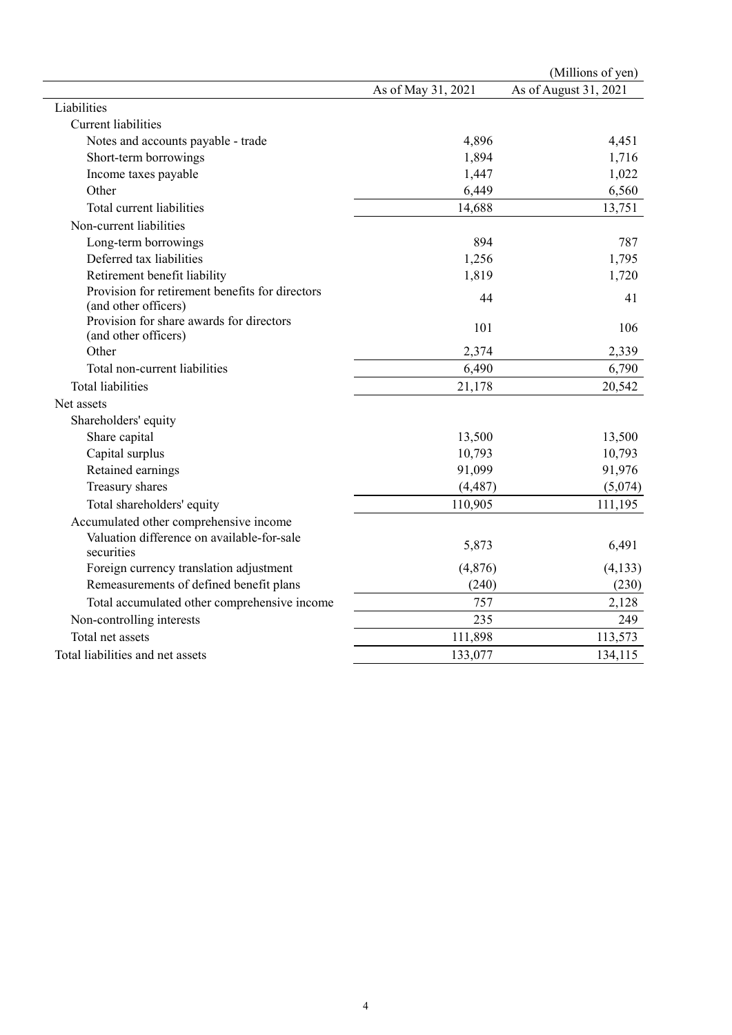(Millions of yen)

| | As of May 31, 2021 | As of August 31, 2021 |
|---|---|---|
| Liabilities | | |
| Current liabilities | | |
| Notes and accounts payable - trade | 4,896 | 4,451 |
| Short-term borrowings | 1,894 | 1,716 |
| Income taxes payable | 1,447 | 1,022 |
| Other | 6,449 | 6,560 |
| Total current liabilities | 14,688 | 13,751 |
| Non-current liabilities | | |
| Long-term borrowings | 894 | 787 |
| Deferred tax liabilities | 1,256 | 1,795 |
| Retirement benefit liability | 1,819 | 1,720 |
| Provision for retirement benefits for directors (and other officers) | 44 | 41 |
| Provision for share awards for directors (and other officers) | 101 | 106 |
| Other | 2,374 | 2,339 |
| Total non-current liabilities | 6,490 | 6,790 |
| Total liabilities | 21,178 | 20,542 |
| Net assets | | |
| Shareholders' equity | | |
| Share capital | 13,500 | 13,500 |
| Capital surplus | 10,793 | 10,793 |
| Retained earnings | 91,099 | 91,976 |
| Treasury shares | (4,487) | (5,074) |
| Total shareholders' equity | 110,905 | 111,195 |
| Accumulated other comprehensive income | | |
| Valuation difference on available-for-sale securities | 5,873 | 6,491 |
| Foreign currency translation adjustment | (4,876) | (4,133) |
| Remeasurements of defined benefit plans | (240) | (230) |
| Total accumulated other comprehensive income | 757 | 2,128 |
| Non-controlling interests | 235 | 249 |
| Total net assets | 111,898 | 113,573 |
| Total liabilities and net assets | 133,077 | 134,115 |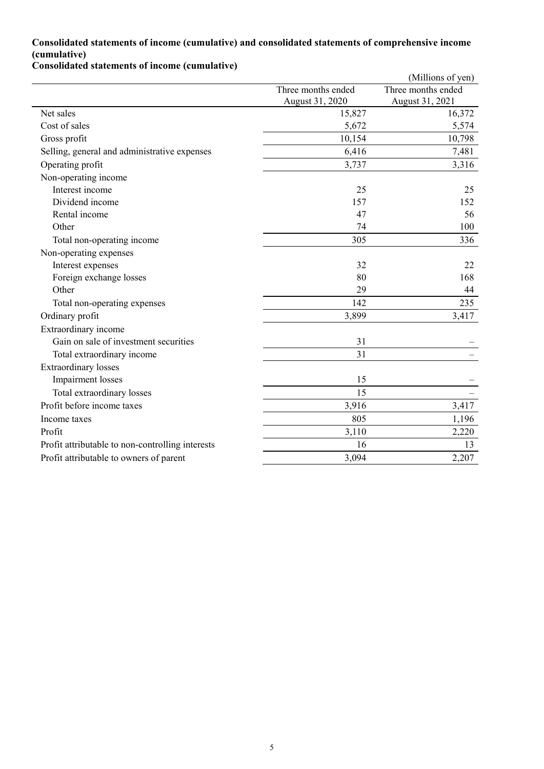**Consolidated statements of income (cumulative) and consolidated statements of comprehensive income (cumulative)**

**Consolidated statements of income (cumulative)**

(Millions of yen)

| | Three months ended August 31, 2020 | Three months ended August 31, 2021 |
|---|---|---|
| Net sales | 15,827 | 16,372 |
| Cost of sales | 5,672 | 5,574 |
| Gross profit | 10,154 | 10,798 |
| Selling, general and administrative expenses | 6,416 | 7,481 |
| Operating profit | 3,737 | 3,316 |
| Non-operating income | | |
| Interest income | 25 | 25 |
| Dividend income | 157 | 152 |
| Rental income | 47 | 56 |
| Other | 74 | 100 |
| Total non-operating income | 305 | 336 |
| Non-operating expenses | | |
| Interest expenses | 32 | 22 |
| Foreign exchange losses | 80 | 168 |
| Other | 29 | 44 |
| Total non-operating expenses | 142 | 235 |
| Ordinary profit | 3,899 | 3,417 |
| Extraordinary income | | |
| Gain on sale of investment securities | 31 | – |
| Total extraordinary income | 31 | – |
| Extraordinary losses | | |
| Impairment losses | 15 | – |
| Total extraordinary losses | 15 | – |
| Profit before income taxes | 3,916 | 3,417 |
| Income taxes | 805 | 1,196 |
| Profit | 3,110 | 2,220 |
| Profit attributable to non-controlling interests | 16 | 13 |
| Profit attributable to owners of parent | 3,094 | 2,207 |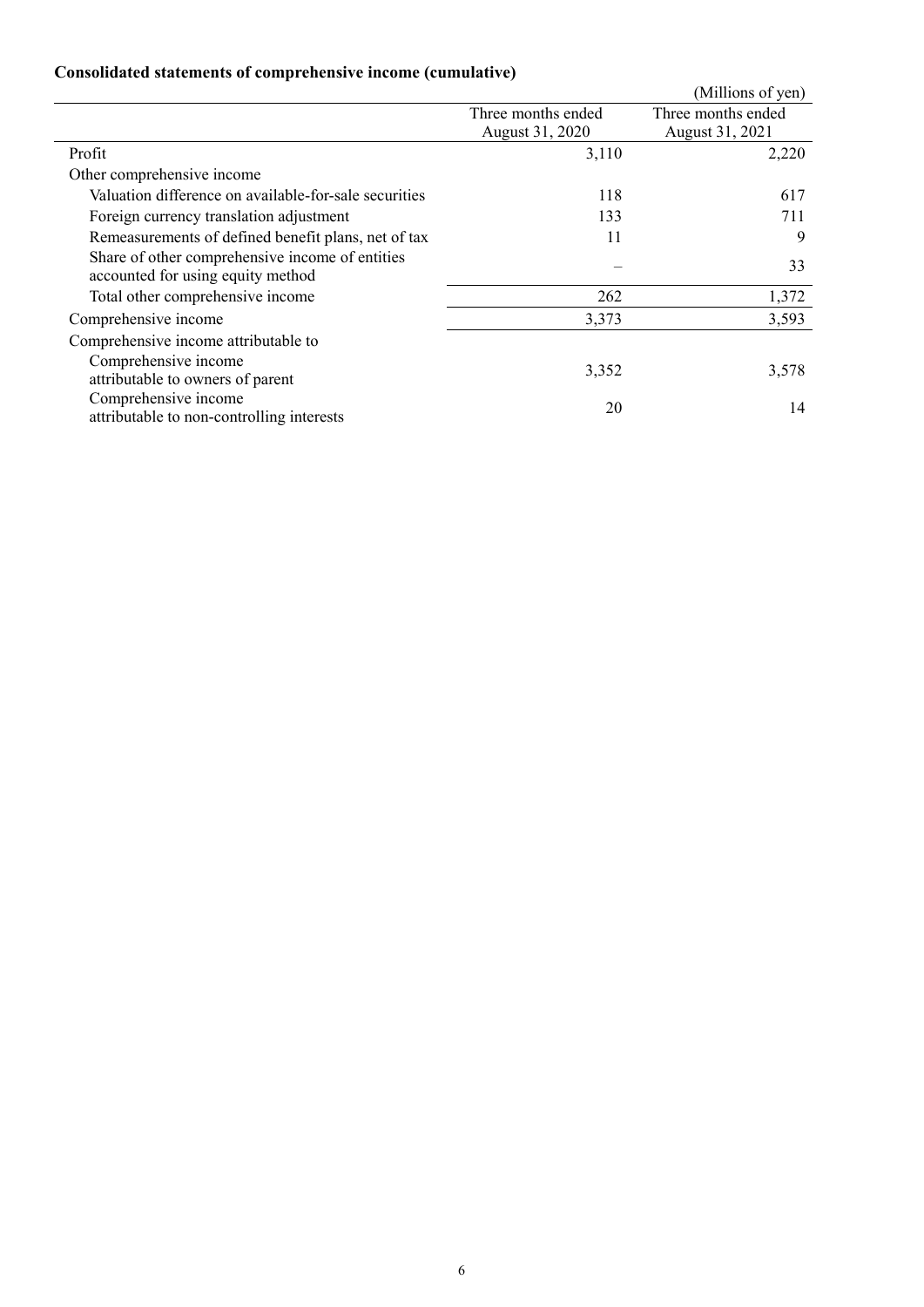**Consolidated statements of comprehensive income (cumulative)**

(Millions of yen)

| | Three months ended August 31, 2020 | Three months ended August 31, 2021 |
|---|---|---|
| Profit | 3,110 | 2,220 |
| Other comprehensive income | | |
| Valuation difference on available-for-sale securities | 118 | 617 |
| Foreign currency translation adjustment | 133 | 711 |
| Remeasurements of defined benefit plans, net of tax | 11 | 9 |
| Share of other comprehensive income of entities accounted for using equity method | – | 33 |
| Total other comprehensive income | 262 | 1,372 |
| Comprehensive income | 3,373 | 3,593 |
| Comprehensive income attributable to | | |
| Comprehensive income attributable to owners of parent | 3,352 | 3,578 |
| Comprehensive income attributable to non-controlling interests | 20 | 14 |